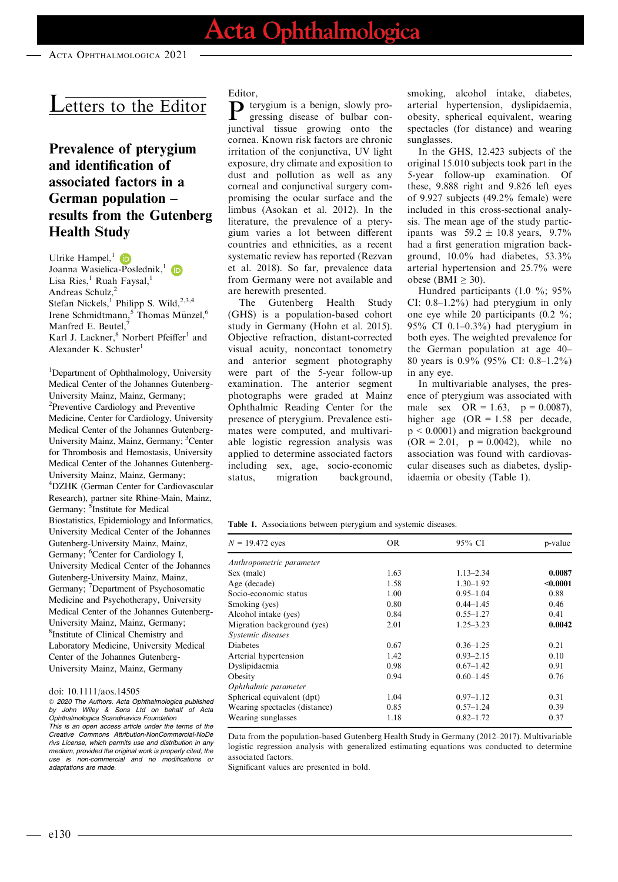# Letters to the Editor

## Prevalence of pterygium and identification of associated factors in a German population – results from the Gutenberg Health Study

Ulrike Hampel,[1] Joanna Wasielica-Poslednik,[1] Lisa Ries,[1] Ruah Faysal,[1] Andreas Schulz,[2] Stefan Nickels,[1] Philipp S. Wild,[2,3,4] Irene Schmidtmann,[5] Thomas Münzel,[6] Manfred E. Beutel,[7] Karl J. Lackner,[8] Norbert Pfeiffer[1] and Alexander K. Schuster[1]

[1]Department of Ophthalmology, University Medical Center of the Johannes Gutenberg-University Mainz, Mainz, Germany; [2]Preventive Cardiology and Preventive Medicine, Center for Cardiology, University Medical Center of the Johannes Gutenberg-University Mainz, Mainz, Germany; [3]Center for Thrombosis and Hemostasis, University Medical Center of the Johannes Gutenberg-University Mainz, Mainz, Germany; [4]DZHK (German Center for Cardiovascular Research), partner site Rhine-Main, Mainz, Germany; [5]Institute for Medical Biostatistics, Epidemiology and Informatics, University Medical Center of the Johannes Gutenberg-University Mainz, Mainz, Germany; [6]Center for Cardiology I, University Medical Center of the Johannes Gutenberg-University Mainz, Mainz, Germany; [7]Department of Psychosomatic Medicine and Psychotherapy, University Medical Center of the Johannes Gutenberg-University Mainz, Mainz, Germany; [8]Institute of Clinical Chemistry and Laboratory Medicine, University Medical Center of the Johannes Gutenberg-University Mainz, Mainz, Germany

doi: 10.1111/aos.14505

© 2020 The Authors. Acta Ophthalmologica published by John Wiley & Sons Ltd on behalf of Acta Ophthalmologica Scandinavica Foundation

This is an open access article under the terms of the Creative Commons Attribution-NonCommercial-NoDerivs License, which permits use and distribution in any medium, provided the original work is properly cited, the use is non-commercial and no modifications or adaptations are made.

Editor,

Pterygium is a benign, slowly progressing disease of bulbar conjunctival tissue growing onto the cornea. Known risk factors are chronic irritation of the conjunctiva, UV light exposure, dry climate and exposition to dust and pollution as well as any corneal and conjunctival surgery compromising the ocular surface and the limbus (Asokan et al. 2012). In the literature, the prevalence of a pterygium varies a lot between different countries and ethnicities, as a recent systematic review has reported (Rezvan et al. 2018). So far, prevalence data from Germany were not available and are herewith presented.

The Gutenberg Health Study (GHS) is a population-based cohort study in Germany (Hohn et al. 2015). Objective refraction, distant-corrected visual acuity, noncontact tonometry and anterior segment photography were part of the 5-year follow-up examination. The anterior segment photographs were graded at Mainz Ophthalmic Reading Center for the presence of pterygium. Prevalence estimates were computed, and multivariable logistic regression analysis was applied to determine associated factors including sex, age, socio-economic status, migration background, smoking, alcohol intake, diabetes, arterial hypertension, dyslipidaemia, obesity, spherical equivalent, wearing spectacles (for distance) and wearing sunglasses.

In the GHS, 12.423 subjects of the original 15.010 subjects took part in the 5-year follow-up examination. Of these, 9.888 right and 9.826 left eyes of 9.927 subjects (49.2% female) were included in this cross-sectional analysis. The mean age of the study participants was 59.2 ± 10.8 years, 9.7% had a first generation migration background, 10.0% had diabetes, 53.3% arterial hypertension and 25.7% were obese (BMI ≥ 30).

Hundred participants (1.0 %; 95% CI: 0.8–1.2%) had pterygium in only one eye while 20 participants (0.2 %; 95% CI 0.1–0.3%) had pterygium in both eyes. The weighted prevalence for the German population at age 40–80 years is 0.9% (95% CI: 0.8–1.2%) in any eye.

In multivariable analyses, the presence of pterygium was associated with male sex OR = 1.63, p = 0.0087), higher age (OR = 1.58 per decade, p < 0.0001) and migration background (OR = 2.01, p = 0.0042), while no association was found with cardiovascular diseases such as diabetes, dyslipidaemia or obesity (Table 1).

**Table 1.** Associations between pterygium and systemic diseases.

| N = 19.472 eyes | OR | 95% CI | p-value |
|---|---|---|---|
| *Anthropometric parameter* | | | |
| Sex (male) | 1.63 | 1.13–2.34 | **0.0087** |
| Age (decade) | 1.58 | 1.30–1.92 | **<0.0001** |
| Socio-economic status | 1.00 | 0.95–1.04 | 0.88 |
| Smoking (yes) | 0.80 | 0.44–1.45 | 0.46 |
| Alcohol intake (yes) | 0.84 | 0.55–1.27 | 0.41 |
| Migration background (yes) | 2.01 | 1.25–3.23 | **0.0042** |
| *Systemic diseases* | | | |
| Diabetes | 0.67 | 0.36–1.25 | 0.21 |
| Arterial hypertension | 1.42 | 0.93–2.15 | 0.10 |
| Dyslipidaemia | 0.98 | 0.67–1.42 | 0.91 |
| Obesity | 0.94 | 0.60–1.45 | 0.76 |
| *Ophthalmic parameter* | | | |
| Spherical equivalent (dpt) | 1.04 | 0.97–1.12 | 0.31 |
| Wearing spectacles (distance) | 0.85 | 0.57–1.24 | 0.39 |
| Wearing sunglasses | 1.18 | 0.82–1.72 | 0.37 |

Data from the population-based Gutenberg Health Study in Germany (2012–2017). Multivariable logistic regression analysis with generalized estimating equations was conducted to determine associated factors.

Significant values are presented in bold.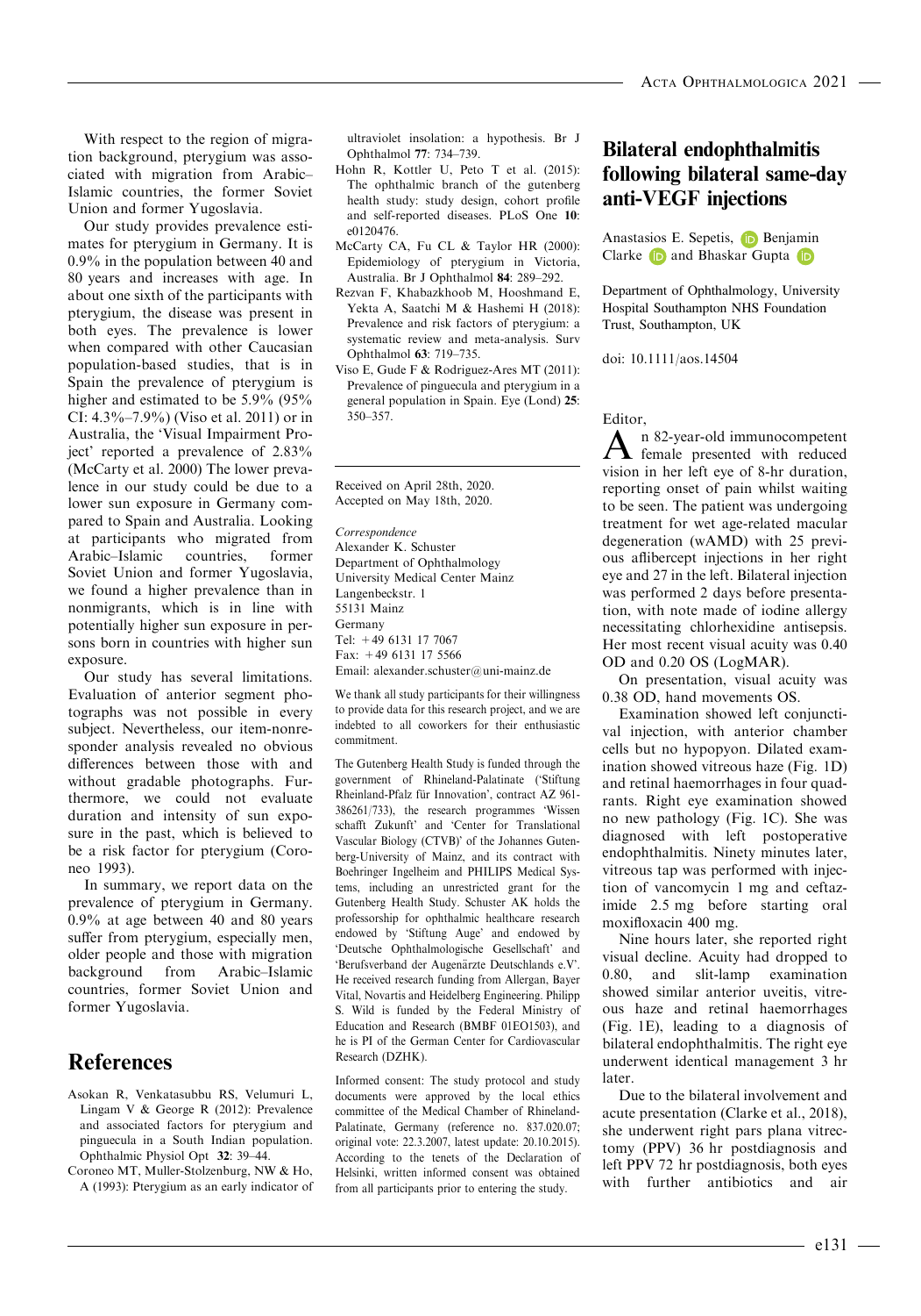With respect to the region of migration background, pterygium was associated with migration from Arabic–Islamic countries, the former Soviet Union and former Yugoslavia.

Our study provides prevalence estimates for pterygium in Germany. It is 0.9% in the population between 40 and 80 years and increases with age. In about one sixth of the participants with pterygium, the disease was present in both eyes. The prevalence is lower when compared with other Caucasian population-based studies, that is in Spain the prevalence of pterygium is higher and estimated to be 5.9% (95% CI: 4.3%–7.9%) (Viso et al. 2011) or in Australia, the 'Visual Impairment Project' reported a prevalence of 2.83% (McCarty et al. 2000) The lower prevalence in our study could be due to a lower sun exposure in Germany compared to Spain and Australia. Looking at participants who migrated from Arabic–Islamic countries, former Soviet Union and former Yugoslavia, we found a higher prevalence than in nonmigrants, which is in line with potentially higher sun exposure in persons born in countries with higher sun exposure.

Our study has several limitations. Evaluation of anterior segment photographs was not possible in every subject. Nevertheless, our item-nonresponder analysis revealed no obvious differences between those with and without gradable photographs. Furthermore, we could not evaluate duration and intensity of sun exposure in the past, which is believed to be a risk factor for pterygium (Coroneo 1993).

In summary, we report data on the prevalence of pterygium in Germany. 0.9% at age between 40 and 80 years suffer from pterygium, especially men, older people and those with migration background from Arabic–Islamic countries, former Soviet Union and former Yugoslavia.

## References

Asokan R, Venkatasubbu RS, Velumuri L, Lingam V & George R (2012): Prevalence and associated factors for pterygium and pinguecula in a South Indian population. Ophthalmic Physiol Opt **32**: 39–44.

Coroneo MT, Muller-Stolzenburg, NW & Ho, A (1993): Pterygium as an early indicator of ultraviolet insolation: a hypothesis. Br J Ophthalmol **77**: 734–739.

Hohn R, Kottler U, Peto T et al. (2015): The ophthalmic branch of the gutenberg health study: study design, cohort profile and self-reported diseases. PLoS One **10**: e0120476.

McCarty CA, Fu CL & Taylor HR (2000): Epidemiology of pterygium in Victoria, Australia. Br J Ophthalmol **84**: 289–292.

Rezvan F, Khabazkhoob M, Hooshmand E, Yekta A, Saatchi M & Hashemi H (2018): Prevalence and risk factors of pterygium: a systematic review and meta-analysis. Surv Ophthalmol **63**: 719–735.

Viso E, Gude F & Rodriguez-Ares MT (2011): Prevalence of pinguecula and pterygium in a general population in Spain. Eye (Lond) **25**: 350–357.

---

Received on April 28th, 2020.
Accepted on May 18th, 2020.

*Correspondence*
Alexander K. Schuster
Department of Ophthalmology
University Medical Center Mainz
Langenbeckstr. 1
55131 Mainz
Germany
Tel: +49 6131 17 7067
Fax: +49 6131 17 5566
Email: alexander.schuster@uni-mainz.de

We thank all study participants for their willingness to provide data for this research project, and we are indebted to all coworkers for their enthusiastic commitment.

The Gutenberg Health Study is funded through the government of Rhineland-Palatinate ('Stiftung Rheinland-Pfalz für Innovation', contract AZ 961-386261/733), the research programmes 'Wissen schafft Zukunft' and 'Center for Translational Vascular Biology (CTVB)' of the Johannes Gutenberg-University of Mainz, and its contract with Boehringer Ingelheim and PHILIPS Medical Systems, including an unrestricted grant for the Gutenberg Health Study. Schuster AK holds the professorship for ophthalmic healthcare research endowed by 'Stiftung Auge' and endowed by 'Deutsche Ophthalmologische Gesellschaft' and 'Berufsverband der Augenärzte Deutschlands e.V'. He received research funding from Allergan, Bayer Vital, Novartis and Heidelberg Engineering. Philipp S. Wild is funded by the Federal Ministry of Education and Research (BMBF 01EO1503), and he is PI of the German Center for Cardiovascular Research (DZHK).

Informed consent: The study protocol and study documents were approved by the local ethics committee of the Medical Chamber of Rhineland-Palatinate, Germany (reference no. 837.020.07; original vote: 22.3.2007, latest update: 20.10.2015). According to the tenets of the Declaration of Helsinki, written informed consent was obtained from all participants prior to entering the study.

# Bilateral endophthalmitis following bilateral same-day anti-VEGF injections

Anastasios E. Sepetis, Benjamin Clarke and Bhaskar Gupta

Department of Ophthalmology, University Hospital Southampton NHS Foundation Trust, Southampton, UK

doi: 10.1111/aos.14504

Editor,

An 82-year-old immunocompetent female presented with reduced vision in her left eye of 8-hr duration, reporting onset of pain whilst waiting to be seen. The patient was undergoing treatment for wet age-related macular degeneration (wAMD) with 25 previous aflibercept injections in her right eye and 27 in the left. Bilateral injection was performed 2 days before presentation, with note made of iodine allergy necessitating chlorhexidine antisepsis. Her most recent visual acuity was 0.40 OD and 0.20 OS (LogMAR).

On presentation, visual acuity was 0.38 OD, hand movements OS.

Examination showed left conjunctival injection, with anterior chamber cells but no hypopyon. Dilated examination showed vitreous haze (Fig. 1D) and retinal haemorrhages in four quadrants. Right eye examination showed no new pathology (Fig. 1C). She was diagnosed with left postoperative endophthalmitis. Ninety minutes later, vitreous tap was performed with injection of vancomycin 1 mg and ceftazimide 2.5 mg before starting oral moxifloxacin 400 mg.

Nine hours later, she reported right visual decline. Acuity had dropped to 0.80, and slit-lamp examination showed similar anterior uveitis, vitreous haze and retinal haemorrhages (Fig. 1E), leading to a diagnosis of bilateral endophthalmitis. The right eye underwent identical management 3 hr later.

Due to the bilateral involvement and acute presentation (Clarke et al., 2018), she underwent right pars plana vitrectomy (PPV) 36 hr postdiagnosis and left PPV 72 hr postdiagnosis, both eyes with further antibiotics and air